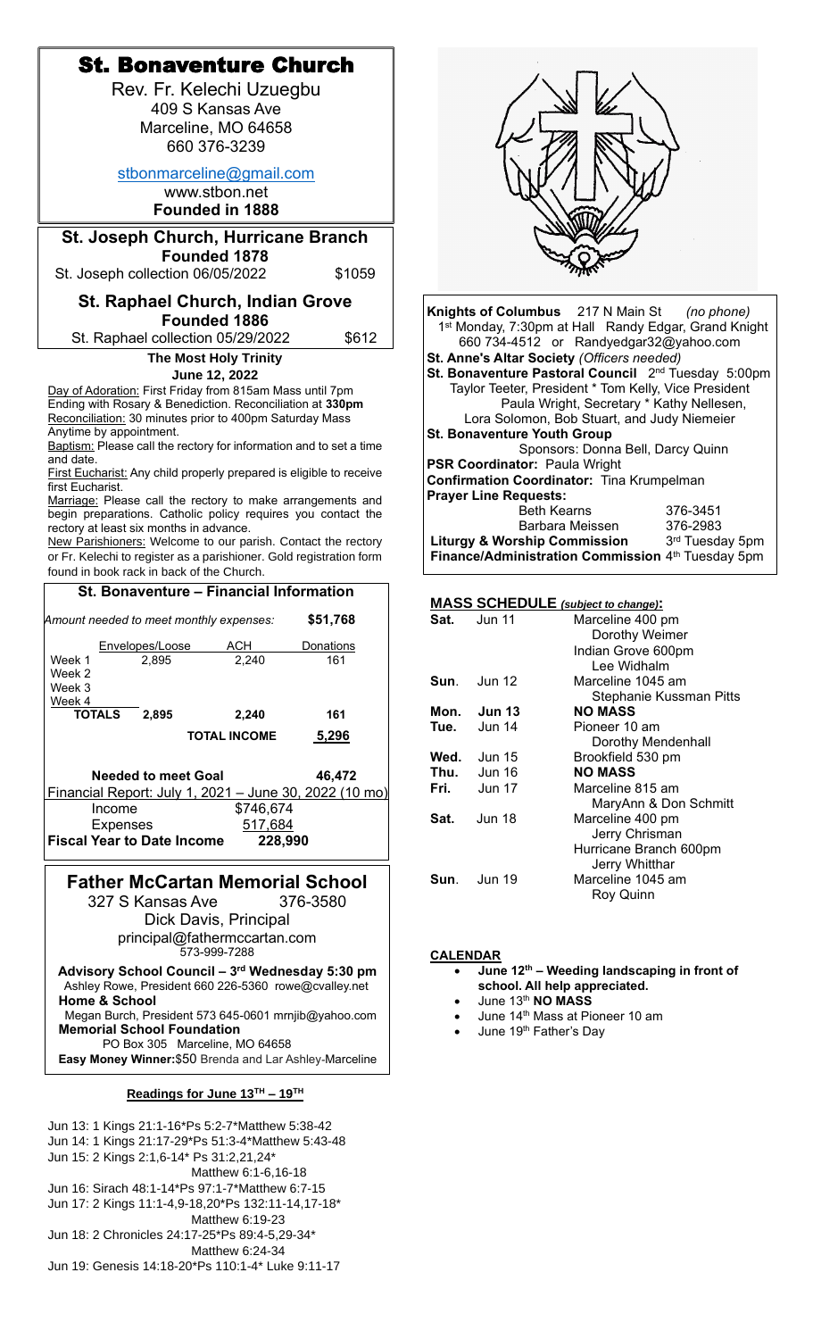# St. Bonaventure Church

Rev. Fr. Kelechi Uzuegbu
409 S Kansas Ave
Marceline, MO 64658
660 376-3239

stbonmarceline@gmail.com
www.stbon.net
**Founded in 1888**

## St. Joseph Church, Hurricane Branch

**Founded 1878**

St. Joseph collection 06/05/2022 $1059

## St. Raphael Church, Indian Grove

**Founded 1886**

St. Raphael collection 05/29/2022 $612

**The Most Holy Trinity**
**June 12, 2022**

Day of Adoration: First Friday from 815am Mass until 7pm Ending with Rosary & Benediction. Reconciliation at **330pm**
Reconciliation: 30 minutes prior to 400pm Saturday Mass Anytime by appointment.
Baptism: Please call the rectory for information and to set a time and date.
First Eucharist: Any child properly prepared is eligible to receive first Eucharist.
Marriage: Please call the rectory to make arrangements and begin preparations. Catholic policy requires you contact the rectory at least six months in advance.
New Parishioners: Welcome to our parish. Contact the rectory or Fr. Kelechi to register as a parishioner. Gold registration form found in book rack in back of the Church.

### St. Bonaventure – Financial Information

*Amount needed to meet monthly expenses:* **$51,768**

| | Envelopes/Loose | ACH | Donations |
|---|---|---|---|
| Week 1 | 2,895 | 2,240 | 161 |
| Week 2 | | | |
| Week 3 | | | |
| Week 4 | | | |
| **TOTALS** | **2,895** | **2,240** | **161** |
| | | **TOTAL INCOME** | **5,296** |

**Needed to meet Goal** **46,472**

Financial Report: July 1, 2021 – June 30, 2022 (10 mo)

| | |
|---|---|
| Income | $746,674 |
| Expenses | 517,684 |
| **Fiscal Year to Date Income** | **228,990** |

## Father McCartan Memorial School

327 S Kansas Ave 376-3580
Dick Davis, Principal
principal@fathermccartan.com
573-999-7288

**Advisory School Council – 3rd Wednesday 5:30 pm**
Ashley Rowe, President 660 226-5360 rowe@cvalley.net
**Home & School**
Megan Burch, President 573 645-0601 mrnjib@yahoo.com
**Memorial School Foundation**
PO Box 305 Marceline, MO 64658
**Easy Money Winner:** $50 Brenda and Lar Ashley-Marceline

### Readings for June 13TH – 19TH

Jun 13: 1 Kings 21:1-16*Ps 5:2-7*Matthew 5:38-42
Jun 14: 1 Kings 21:17-29*Ps 51:3-4*Matthew 5:43-48
Jun 15: 2 Kings 2:1,6-14* Ps 31:2,21,24* Matthew 6:1-6,16-18
Jun 16: Sirach 48:1-14*Ps 97:1-7*Matthew 6:7-15
Jun 17: 2 Kings 11:1-4,9-18,20*Ps 132:11-14,17-18* Matthew 6:19-23
Jun 18: 2 Chronicles 24:17-25*Ps 89:4-5,29-34* Matthew 6:24-34
Jun 19: Genesis 14:18-20*Ps 110:1-4* Luke 9:11-17

**Knights of Columbus** 217 N Main St *(no phone)*
1st Monday, 7:30pm at Hall Randy Edgar, Grand Knight
660 734-4512 or Randyedgar32@yahoo.com
**St. Anne's Altar Society** *(Officers needed)*
**St. Bonaventure Pastoral Council** 2nd Tuesday 5:00pm
Taylor Teeter, President * Tom Kelly, Vice President
Paula Wright, Secretary * Kathy Nellesen,
Lora Solomon, Bob Stuart, and Judy Niemeier
**St. Bonaventure Youth Group**
Sponsors: Donna Bell, Darcy Quinn
**PSR Coordinator:** Paula Wright
**Confirmation Coordinator:** Tina Krumpelman
**Prayer Line Requests:**
Beth Kearns 376-3451
Barbara Meissen 376-2983
**Liturgy & Worship Commission** 3rd Tuesday 5pm
**Finance/Administration Commission** 4th Tuesday 5pm

### MASS SCHEDULE *(subject to change)*:

| | | |
|---|---|---|
| **Sat.** | Jun 11 | Marceline 400 pm<br>Dorothy Weimer<br>Indian Grove 600pm<br>Lee Widhalm |
| **Sun**. | Jun 12 | Marceline 1045 am<br>Stephanie Kussman Pitts |
| **Mon.** | **Jun 13** | **NO MASS** |
| **Tue.** | Jun 14 | Pioneer 10 am<br>Dorothy Mendenhall |
| **Wed.** | Jun 15 | Brookfield 530 pm |
| **Thu.** | Jun 16 | **NO MASS** |
| **Fri.** | Jun 17 | Marceline 815 am<br>MaryAnn & Don Schmitt |
| **Sat.** | Jun 18 | Marceline 400 pm<br>Jerry Chrisman<br>Hurricane Branch 600pm<br>Jerry Whitthar |
| **Sun**. | Jun 19 | Marceline 1045 am<br>Roy Quinn |

### CALENDAR

- **June 12th – Weeding landscaping in front of school. All help appreciated.**
- June 13th **NO MASS**
- June 14th Mass at Pioneer 10 am
- June 19th Father's Day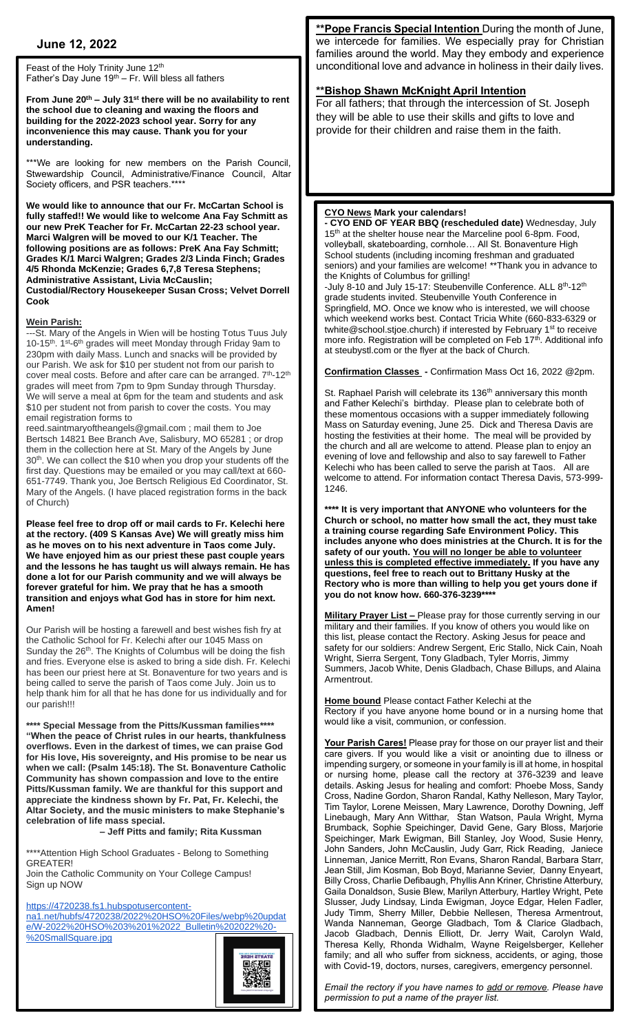## June 12, 2022

Feast of the Holy Trinity June 12th
Father's Day June 19th – Fr. Will bless all fathers

**From June 20th – July 31st there will be no availability to rent the school due to cleaning and waxing the floors and building for the 2022-2023 school year. Sorry for any inconvenience this may cause. Thank you for your understanding.**

***We are looking for new members on the Parish Council, Stwewardship Council, Administrative/Finance Council, Altar Society officers, and PSR teachers.****

**We would like to announce that our Fr. McCartan School is fully staffed!! We would like to welcome Ana Fay Schmitt as our new PreK Teacher for Fr. McCartan 22-23 school year. Marci Walgren will be moved to our K/1 Teacher. The following positions are as follows: PreK Ana Fay Schmitt; Grades K/1 Marci Walgren; Grades 2/3 Linda Finch; Grades 4/5 Rhonda McKenzie; Grades 6,7,8 Teresa Stephens; Administrative Assistant, Livia McCauslin; Custodial/Rectory Housekeeper Susan Cross; Velvet Dorrell Cook**

**Wein Parish:**

---St. Mary of the Angels in Wien will be hosting Totus Tuus July 10-15th. 1st-6th grades will meet Monday through Friday 9am to 230pm with daily Mass. Lunch and snacks will be provided by our Parish. We ask for $10 per student not from our parish to cover meal costs. Before and after care can be arranged. 7th-12th grades will meet from 7pm to 9pm Sunday through Thursday. We will serve a meal at 6pm for the team and students and ask $10 per student not from parish to cover the costs. You may email registration forms to reed.saintmaryoftheangels@gmail.com ; mail them to Joe Bertsch 14821 Bee Branch Ave, Salisbury, MO 65281 ; or drop them in the collection here at St. Mary of the Angels by June 30th. We can collect the $10 when you drop your students off the first day. Questions may be emailed or you may call/text at 660-651-7749. Thank you, Joe Bertsch Religious Ed Coordinator, St. Mary of the Angels. (I have placed registration forms in the back of Church)

**Please feel free to drop off or mail cards to Fr. Kelechi here at the rectory. (409 S Kansas Ave) We will greatly miss him as he moves on to his next adventure in Taos come July. We have enjoyed him as our priest these past couple years and the lessons he has taught us will always remain. He has done a lot for our Parish community and we will always be forever grateful for him. We pray that he has a smooth transition and enjoys what God has in store for him next. Amen!**

Our Parish will be hosting a farewell and best wishes fish fry at the Catholic School for Fr. Kelechi after our 1045 Mass on Sunday the 26th. The Knights of Columbus will be doing the fish and fries. Everyone else is asked to bring a side dish. Fr. Kelechi has been our priest here at St. Bonaventure for two years and is being called to serve the parish of Taos come July. Join us to help thank him for all that he has done for us individually and for our parish!!!

**\*\*\*\* Special Message from the Pitts/Kussman families\*\*\*\***
**"When the peace of Christ rules in our hearts, thankfulness overflows. Even in the darkest of times, we can praise God for His love, His sovereignty, and His promise to be near us when we call: (Psalm 145:18). The St. Bonaventure Catholic Community has shown compassion and love to the entire Pitts/Kussman family. We are thankful for this support and appreciate the kindness shown by Fr. Pat, Fr. Kelechi, the Altar Society, and the music ministers to make Stephanie's celebration of life mass special.**
**– Jeff Pitts and family; Rita Kussman**

****Attention High School Graduates - Belong to Something GREATER!
Join the Catholic Community on Your College Campus!
Sign up NOW

https://4720238.fs1.hubspotusercontent-na1.net/hubfs/4720238/2022%20HSO%20Files/webp%20update/W-2022%20HSO%203%201%2022_Bulletin%202022%20-%20SmallSquare.jpg

**\*\*Pope Francis Special Intention** During the month of June, we intercede for families. We especially pray for Christian families around the world. May they embody and experience unconditional love and advance in holiness in their daily lives.

**\*\*Bishop Shawn McKnight April Intention**
For all fathers; that through the intercession of St. Joseph they will be able to use their skills and gifts to love and provide for their children and raise them in the faith.

**CYO News Mark your calendars!**
**- CYO END OF YEAR BBQ (rescheduled date)** Wednesday, July 15th at the shelter house near the Marceline pool 6-8pm. Food, volleyball, skateboarding, cornhole… All St. Bonaventure High School students (including incoming freshman and graduated seniors) and your families are welcome! **Thank you in advance to the Knights of Columbus for grilling!
-July 8-10 and July 15-17: Steubenville Conference. ALL 8th-12th grade students invited. Steubenville Youth Conference in Springfield, MO. Once we know who is interested, we will choose which weekend works best. Contact Tricia White (660-833-6329 or twhite@school.stjoe.church) if interested by February 1st to receive more info. Registration will be completed on Feb 17th. Additional info at steubystl.com or the flyer at the back of Church.

**Confirmation Classes -** Confirmation Mass Oct 16, 2022 @2pm.

St. Raphael Parish will celebrate its 136th anniversary this month and Father Kelechi's birthday. Please plan to celebrate both of these momentous occasions with a supper immediately following Mass on Saturday evening, June 25. Dick and Theresa Davis are hosting the festivities at their home. The meal will be provided by the church and all are welcome to attend. Please plan to enjoy an evening of love and fellowship and also to say farewell to Father Kelechi who has been called to serve the parish at Taos. All are welcome to attend. For information contact Theresa Davis, 573-999-1246.

**\*\*\*\* It is very important that ANYONE who volunteers for the Church or school, no matter how small the act, they must take a training course regarding Safe Environment Policy. This includes anyone who does ministries at the Church. It is for the safety of our youth. You will no longer be able to volunteer unless this is completed effective immediately. If you have any questions, feel free to reach out to Brittany Husky at the Rectory who is more than willing to help you get yours done if you do not know how. 660-376-3239\*\*\*\***

**Military Prayer List –** Please pray for those currently serving in our military and their families. If you know of others you would like on this list, please contact the Rectory. Asking Jesus for peace and safety for our soldiers: Andrew Sergent, Eric Stallo, Nick Cain, Noah Wright, Sierra Sergent, Tony Gladbach, Tyler Morris, Jimmy Summers, Jacob White, Denis Gladbach, Chase Billups, and Alaina Armentrout.

**Home bound** Please contact Father Kelechi at the Rectory if you have anyone home bound or in a nursing home that would like a visit, communion, or confession.

**Your Parish Cares!** Please pray for those on our prayer list and their care givers. If you would like a visit or anointing due to illness or impending surgery, or someone in your family is ill at home, in hospital or nursing home, please call the rectory at 376-3239 and leave details. Asking Jesus for healing and comfort: Phoebe Moss, Sandy Cross, Nadine Gordon, Sharon Randal, Kathy Nelleson, Mary Taylor, Tim Taylor, Lorene Meissen, Mary Lawrence, Dorothy Downing, Jeff Linebaugh, Mary Ann Witthar, Stan Watson, Paula Wright, Myrna Brumback, Sophie Speichinger, David Gene, Gary Bloss, Marjorie Speichinger, Mark Ewigman, Bill Stanley, Joy Wood, Susie Henry, John Sanders, John McCauslin, Judy Garr, Rick Reading, Janiece Linneman, Janice Merritt, Ron Evans, Sharon Randal, Barbara Starr, Jean Still, Jim Kosman, Bob Boyd, Marianne Sevier, Danny Enyeart, Billy Cross, Charlie Defibaugh, Phyllis Ann Kriner, Christine Atterbury, Gaila Donaldson, Susie Blew, Marilyn Atterbury, Hartley Wright, Pete Slusser, Judy Lindsay, Linda Ewigman, Joyce Edgar, Helen Fadler, Judy Timm, Sherry Miller, Debbie Nellesen, Theresa Armentrout, Wanda Nanneman, George Gladbach, Tom & Clarice Gladbach, Jacob Gladbach, Dennis Elliott, Dr. Jerry Wait, Carolyn Wald, Theresa Kelly, Rhonda Widhalm, Wayne Reigelsberger, Kelleher family; and all who suffer from sickness, accidents, or aging, those with Covid-19, doctors, nurses, caregivers, emergency personnel.

*Email the rectory if you have names to add or remove. Please have permission to put a name of the prayer list.*